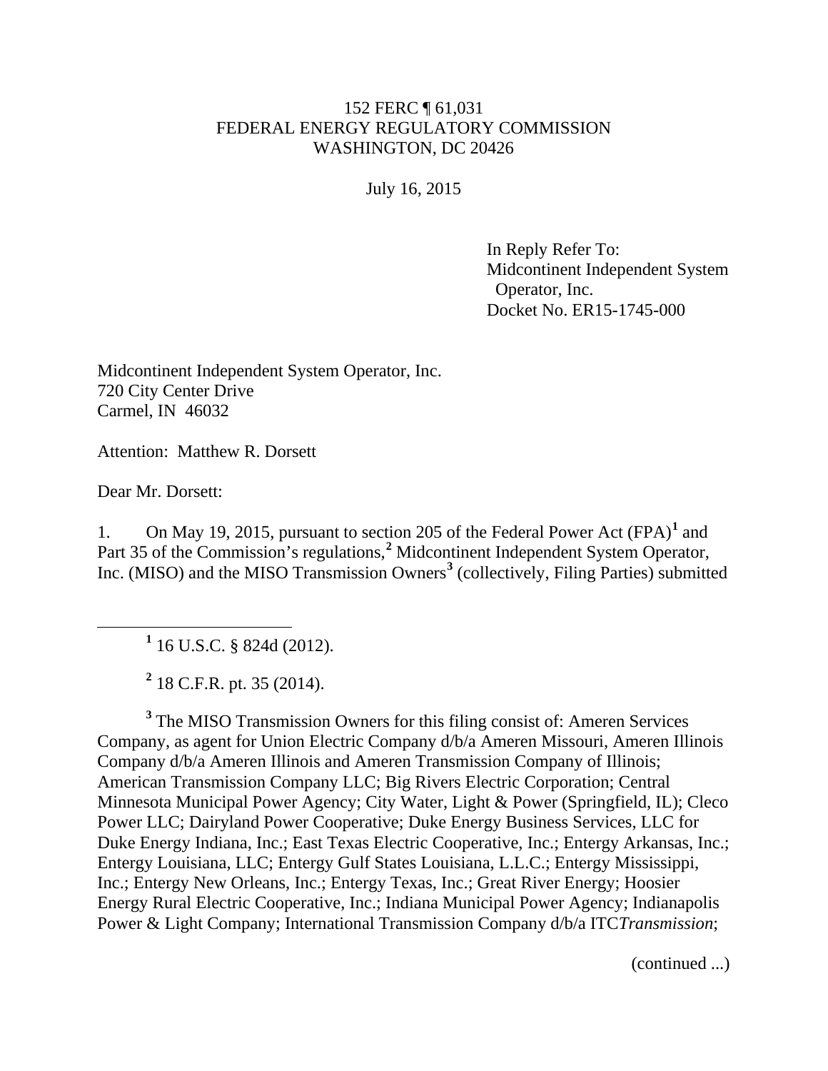152 FERC ¶ 61,031
FEDERAL ENERGY REGULATORY COMMISSION
WASHINGTON, DC 20426

July 16, 2015

In Reply Refer To:
Midcontinent Independent System
Operator, Inc.
Docket No. ER15-1745-000

Midcontinent Independent System Operator, Inc.
720 City Center Drive
Carmel, IN 46032

Attention: Matthew R. Dorsett

Dear Mr. Dorsett:

1. On May 19, 2015, pursuant to section 205 of the Federal Power Act (FPA)[1] and Part 35 of the Commission's regulations,[2] Midcontinent Independent System Operator, Inc. (MISO) and the MISO Transmission Owners[3] (collectively, Filing Parties) submitted

---

[1] 16 U.S.C. § 824d (2012).

[2] 18 C.F.R. pt. 35 (2014).

[3] The MISO Transmission Owners for this filing consist of: Ameren Services Company, as agent for Union Electric Company d/b/a Ameren Missouri, Ameren Illinois Company d/b/a Ameren Illinois and Ameren Transmission Company of Illinois; American Transmission Company LLC; Big Rivers Electric Corporation; Central Minnesota Municipal Power Agency; City Water, Light & Power (Springfield, IL); Cleco Power LLC; Dairyland Power Cooperative; Duke Energy Business Services, LLC for Duke Energy Indiana, Inc.; East Texas Electric Cooperative, Inc.; Entergy Arkansas, Inc.; Entergy Louisiana, LLC; Entergy Gulf States Louisiana, L.L.C.; Entergy Mississippi, Inc.; Entergy New Orleans, Inc.; Entergy Texas, Inc.; Great River Energy; Hoosier Energy Rural Electric Cooperative, Inc.; Indiana Municipal Power Agency; Indianapolis Power & Light Company; International Transmission Company d/b/a ITC*Transmission*;

(continued ...)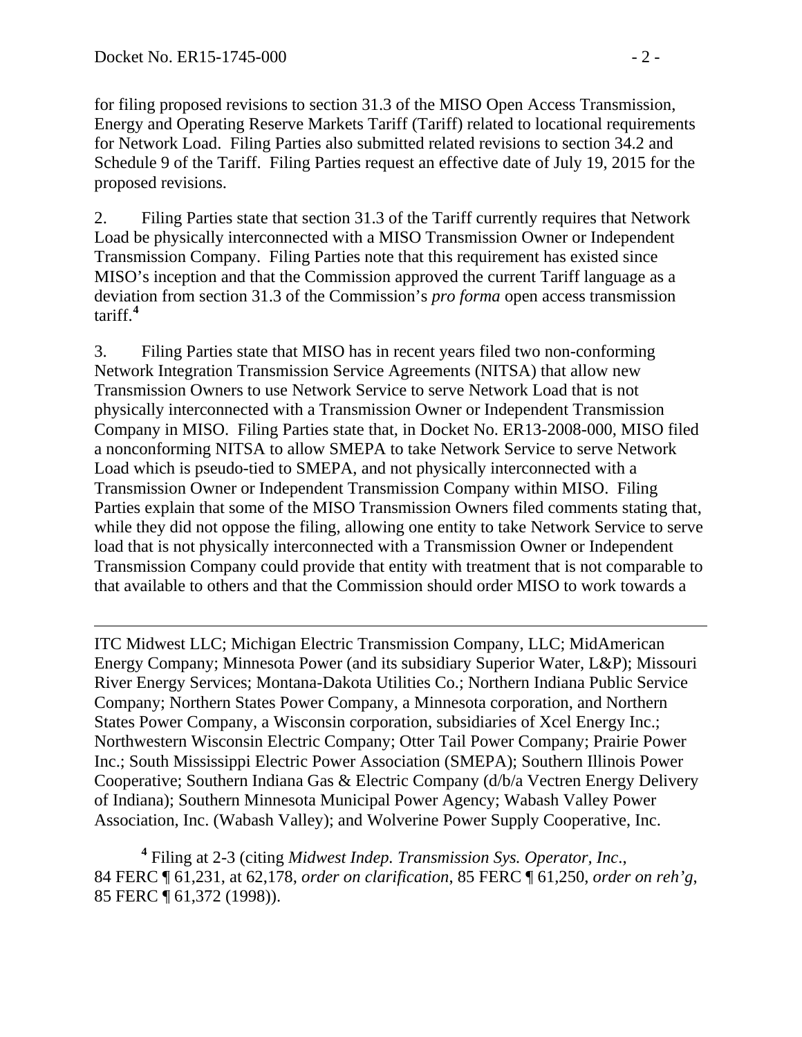for filing proposed revisions to section 31.3 of the MISO Open Access Transmission, Energy and Operating Reserve Markets Tariff (Tariff) related to locational requirements for Network Load. Filing Parties also submitted related revisions to section 34.2 and Schedule 9 of the Tariff. Filing Parties request an effective date of July 19, 2015 for the proposed revisions.

2. Filing Parties state that section 31.3 of the Tariff currently requires that Network Load be physically interconnected with a MISO Transmission Owner or Independent Transmission Company. Filing Parties note that this requirement has existed since MISO's inception and that the Commission approved the current Tariff language as a deviation from section 31.3 of the Commission's *pro forma* open access transmission tariff.[4]

3. Filing Parties state that MISO has in recent years filed two non-conforming Network Integration Transmission Service Agreements (NITSA) that allow new Transmission Owners to use Network Service to serve Network Load that is not physically interconnected with a Transmission Owner or Independent Transmission Company in MISO. Filing Parties state that, in Docket No. ER13-2008-000, MISO filed a nonconforming NITSA to allow SMEPA to take Network Service to serve Network Load which is pseudo-tied to SMEPA, and not physically interconnected with a Transmission Owner or Independent Transmission Company within MISO. Filing Parties explain that some of the MISO Transmission Owners filed comments stating that, while they did not oppose the filing, allowing one entity to take Network Service to serve load that is not physically interconnected with a Transmission Owner or Independent Transmission Company could provide that entity with treatment that is not comparable to that available to others and that the Commission should order MISO to work towards a

---

ITC Midwest LLC; Michigan Electric Transmission Company, LLC; MidAmerican Energy Company; Minnesota Power (and its subsidiary Superior Water, L&P); Missouri River Energy Services; Montana-Dakota Utilities Co.; Northern Indiana Public Service Company; Northern States Power Company, a Minnesota corporation, and Northern States Power Company, a Wisconsin corporation, subsidiaries of Xcel Energy Inc.; Northwestern Wisconsin Electric Company; Otter Tail Power Company; Prairie Power Inc.; South Mississippi Electric Power Association (SMEPA); Southern Illinois Power Cooperative; Southern Indiana Gas & Electric Company (d/b/a Vectren Energy Delivery of Indiana); Southern Minnesota Municipal Power Agency; Wabash Valley Power Association, Inc. (Wabash Valley); and Wolverine Power Supply Cooperative, Inc.

[4] Filing at 2-3 (citing *Midwest Indep. Transmission Sys. Operator, Inc.*, 84 FERC ¶ 61,231, at 62,178, *order on clarification*, 85 FERC ¶ 61,250, *order on reh'g*, 85 FERC ¶ 61,372 (1998)).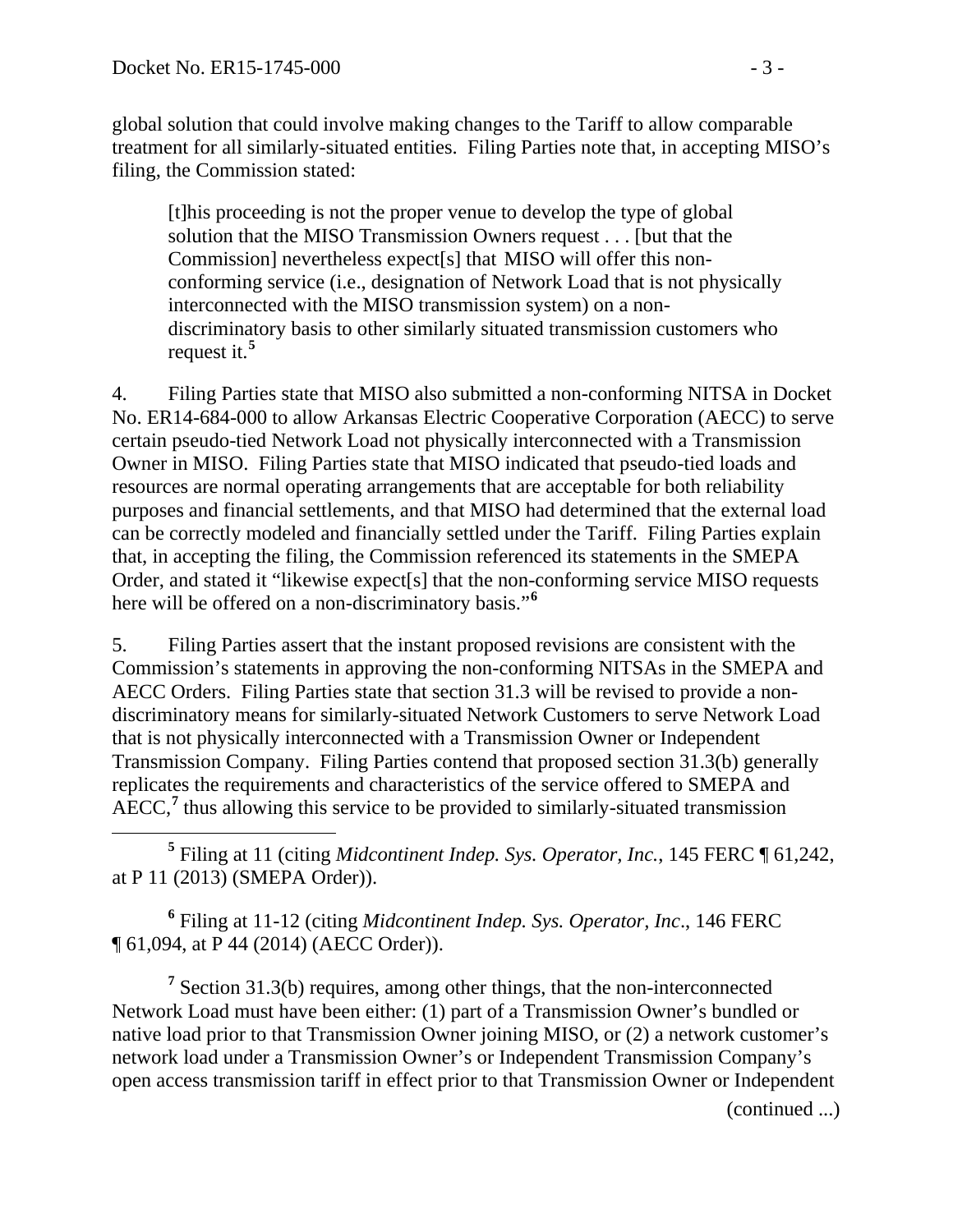global solution that could involve making changes to the Tariff to allow comparable treatment for all similarly-situated entities. Filing Parties note that, in accepting MISO's filing, the Commission stated:

> [t]his proceeding is not the proper venue to develop the type of global solution that the MISO Transmission Owners request . . . [but that the Commission] nevertheless expect[s] that MISO will offer this non-conforming service (i.e., designation of Network Load that is not physically interconnected with the MISO transmission system) on a non-discriminatory basis to other similarly situated transmission customers who request it.[5]

4. Filing Parties state that MISO also submitted a non-conforming NITSA in Docket No. ER14-684-000 to allow Arkansas Electric Cooperative Corporation (AECC) to serve certain pseudo-tied Network Load not physically interconnected with a Transmission Owner in MISO. Filing Parties state that MISO indicated that pseudo-tied loads and resources are normal operating arrangements that are acceptable for both reliability purposes and financial settlements, and that MISO had determined that the external load can be correctly modeled and financially settled under the Tariff. Filing Parties explain that, in accepting the filing, the Commission referenced its statements in the SMEPA Order, and stated it "likewise expect[s] that the non-conforming service MISO requests here will be offered on a non-discriminatory basis."[6]

5. Filing Parties assert that the instant proposed revisions are consistent with the Commission's statements in approving the non-conforming NITSAs in the SMEPA and AECC Orders. Filing Parties state that section 31.3 will be revised to provide a non-discriminatory means for similarly-situated Network Customers to serve Network Load that is not physically interconnected with a Transmission Owner or Independent Transmission Company. Filing Parties contend that proposed section 31.3(b) generally replicates the requirements and characteristics of the service offered to SMEPA and AECC,[7] thus allowing this service to be provided to similarly-situated transmission

[5] Filing at 11 (citing *Midcontinent Indep. Sys. Operator, Inc.*, 145 FERC ¶ 61,242, at P 11 (2013) (SMEPA Order)).

[6] Filing at 11-12 (citing *Midcontinent Indep. Sys. Operator, Inc*., 146 FERC ¶ 61,094, at P 44 (2014) (AECC Order)).

[7] Section 31.3(b) requires, among other things, that the non-interconnected Network Load must have been either: (1) part of a Transmission Owner's bundled or native load prior to that Transmission Owner joining MISO, or (2) a network customer's network load under a Transmission Owner's or Independent Transmission Company's open access transmission tariff in effect prior to that Transmission Owner or Independent

(continued ...)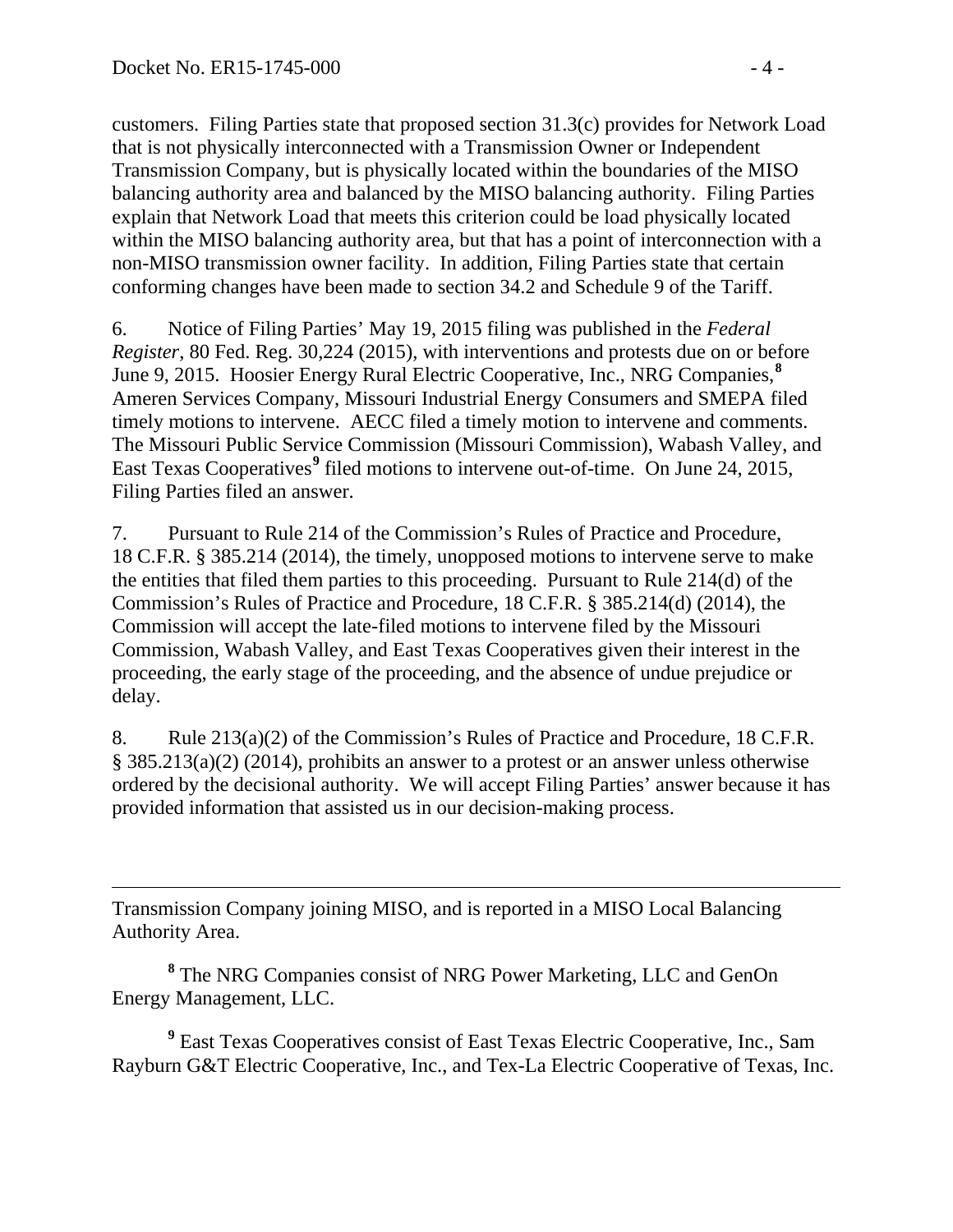customers. Filing Parties state that proposed section 31.3(c) provides for Network Load that is not physically interconnected with a Transmission Owner or Independent Transmission Company, but is physically located within the boundaries of the MISO balancing authority area and balanced by the MISO balancing authority. Filing Parties explain that Network Load that meets this criterion could be load physically located within the MISO balancing authority area, but that has a point of interconnection with a non-MISO transmission owner facility. In addition, Filing Parties state that certain conforming changes have been made to section 34.2 and Schedule 9 of the Tariff.

6. Notice of Filing Parties' May 19, 2015 filing was published in the *Federal Register*, 80 Fed. Reg. 30,224 (2015), with interventions and protests due on or before June 9, 2015. Hoosier Energy Rural Electric Cooperative, Inc., NRG Companies,[8] Ameren Services Company, Missouri Industrial Energy Consumers and SMEPA filed timely motions to intervene. AECC filed a timely motion to intervene and comments. The Missouri Public Service Commission (Missouri Commission), Wabash Valley, and East Texas Cooperatives[9] filed motions to intervene out-of-time. On June 24, 2015, Filing Parties filed an answer.

7. Pursuant to Rule 214 of the Commission's Rules of Practice and Procedure, 18 C.F.R. § 385.214 (2014), the timely, unopposed motions to intervene serve to make the entities that filed them parties to this proceeding. Pursuant to Rule 214(d) of the Commission's Rules of Practice and Procedure, 18 C.F.R. § 385.214(d) (2014), the Commission will accept the late-filed motions to intervene filed by the Missouri Commission, Wabash Valley, and East Texas Cooperatives given their interest in the proceeding, the early stage of the proceeding, and the absence of undue prejudice or delay.

8. Rule 213(a)(2) of the Commission's Rules of Practice and Procedure, 18 C.F.R. § 385.213(a)(2) (2014), prohibits an answer to a protest or an answer unless otherwise ordered by the decisional authority. We will accept Filing Parties' answer because it has provided information that assisted us in our decision-making process.

---

Transmission Company joining MISO, and is reported in a MISO Local Balancing Authority Area.

[8] The NRG Companies consist of NRG Power Marketing, LLC and GenOn Energy Management, LLC.

[9] East Texas Cooperatives consist of East Texas Electric Cooperative, Inc., Sam Rayburn G&T Electric Cooperative, Inc., and Tex-La Electric Cooperative of Texas, Inc.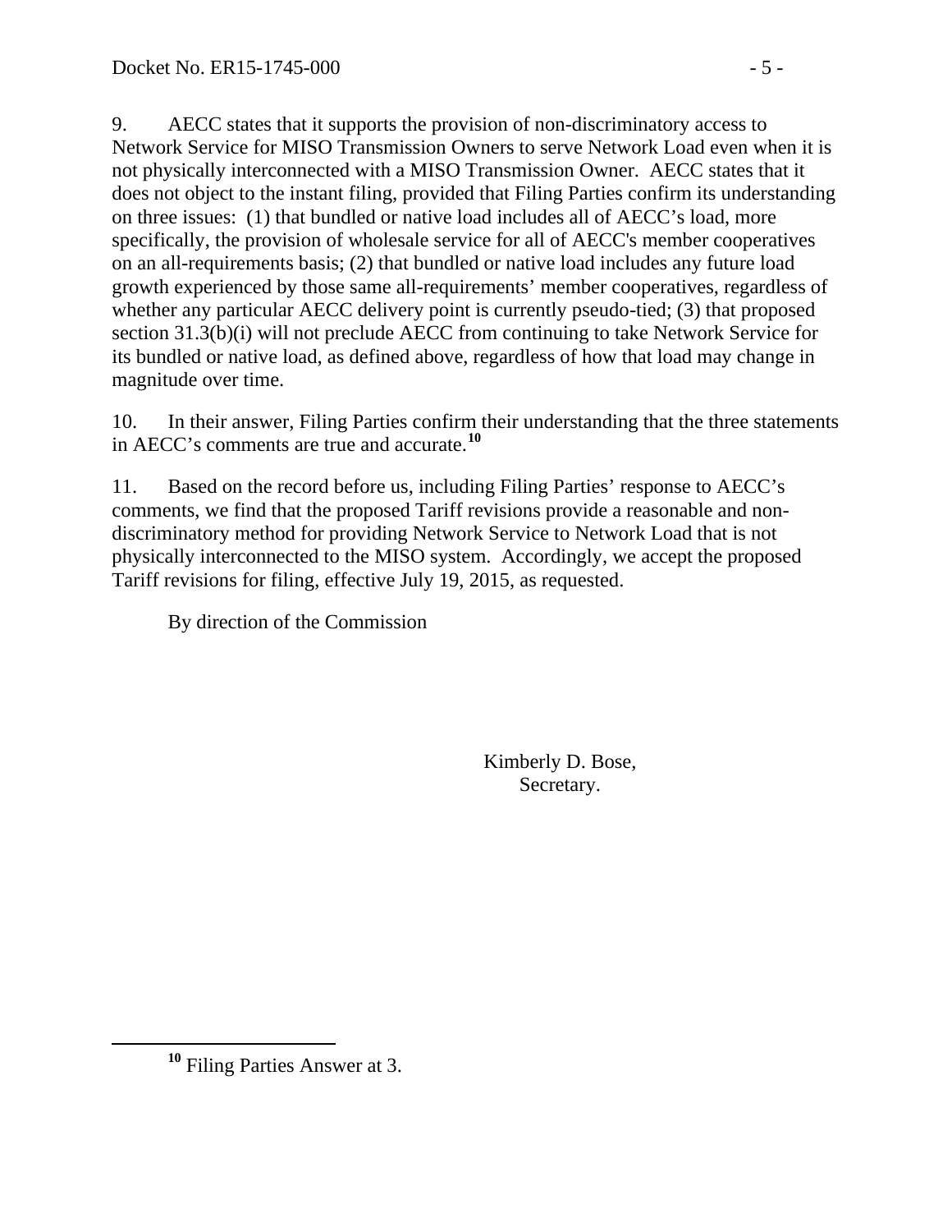9. AECC states that it supports the provision of non-discriminatory access to Network Service for MISO Transmission Owners to serve Network Load even when it is not physically interconnected with a MISO Transmission Owner. AECC states that it does not object to the instant filing, provided that Filing Parties confirm its understanding on three issues: (1) that bundled or native load includes all of AECC's load, more specifically, the provision of wholesale service for all of AECC's member cooperatives on an all-requirements basis; (2) that bundled or native load includes any future load growth experienced by those same all-requirements' member cooperatives, regardless of whether any particular AECC delivery point is currently pseudo-tied; (3) that proposed section 31.3(b)(i) will not preclude AECC from continuing to take Network Service for its bundled or native load, as defined above, regardless of how that load may change in magnitude over time.

10. In their answer, Filing Parties confirm their understanding that the three statements in AECC's comments are true and accurate.[10]

11. Based on the record before us, including Filing Parties' response to AECC's comments, we find that the proposed Tariff revisions provide a reasonable and non-discriminatory method for providing Network Service to Network Load that is not physically interconnected to the MISO system. Accordingly, we accept the proposed Tariff revisions for filing, effective July 19, 2015, as requested.

By direction of the Commission

Kimberly D. Bose,
Secretary.

---

[10] Filing Parties Answer at 3.